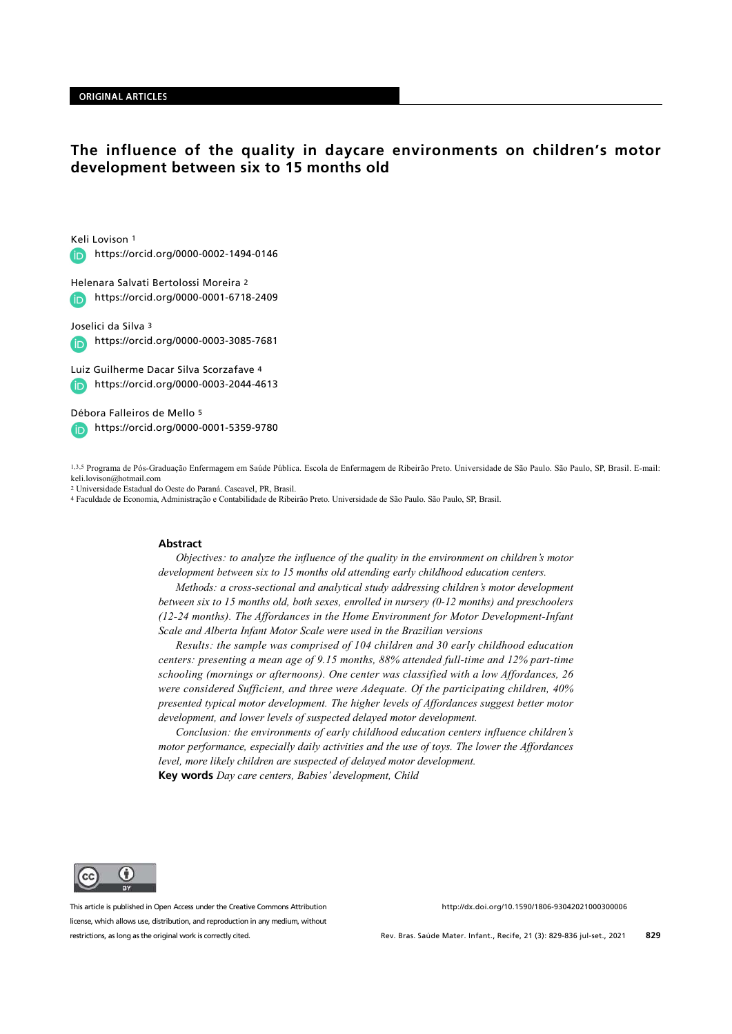ORIGINAL ARTICLES

# The influence of the quality in daycare environments on children's motor development between six to 15 months old

Keli Lovison [1]
https://orcid.org/0000-0002-1494-0146

Helenara Salvati Bertolossi Moreira [2]
https://orcid.org/0000-0001-6718-2409

Joselici da Silva [3]
https://orcid.org/0000-0003-3085-7681

Luiz Guilherme Dacar Silva Scorzafave [4]
https://orcid.org/0000-0003-2044-4613

Débora Falleiros de Mello [5]
https://orcid.org/0000-0001-5359-9780

[1,3,5] Programa de Pós-Graduação Enfermagem em Saúde Pública. Escola de Enfermagem de Ribeirão Preto. Universidade de São Paulo. São Paulo, SP, Brasil. E-mail: keli.lovison@hotmail.com

[2] Universidade Estadual do Oeste do Paraná. Cascavel, PR, Brasil.

[4] Faculdade de Economia, Administração e Contabilidade de Ribeirão Preto. Universidade de São Paulo. São Paulo, SP, Brasil.

## Abstract

*Objectives: to analyze the influence of the quality in the environment on children's motor development between six to 15 months old attending early childhood education centers.*

*Methods: a cross-sectional and analytical study addressing children's motor development between six to 15 months old, both sexes, enrolled in nursery (0-12 months) and preschoolers (12-24 months). The Affordances in the Home Environment for Motor Development-Infant Scale and Alberta Infant Motor Scale were used in the Brazilian versions*

*Results: the sample was comprised of 104 children and 30 early childhood education centers: presenting a mean age of 9.15 months, 88% attended full-time and 12% part-time schooling (mornings or afternoons). One center was classified with a low Affordances, 26 were considered Sufficient, and three were Adequate. Of the participating children, 40% presented typical motor development. The higher levels of Affordances suggest better motor development, and lower levels of suspected delayed motor development.*

*Conclusion: the environments of early childhood education centers influence children's motor performance, especially daily activities and the use of toys. The lower the Affordances level, more likely children are suspected of delayed motor development.*

**Key words** *Day care centers, Babies' development, Child*

This article is published in Open Access under the Creative Commons Attribution license, which allows use, distribution, and reproduction in any medium, without restrictions, as long as the original work is correctly cited.

http://dx.doi.org/10.1590/1806-93042021000300006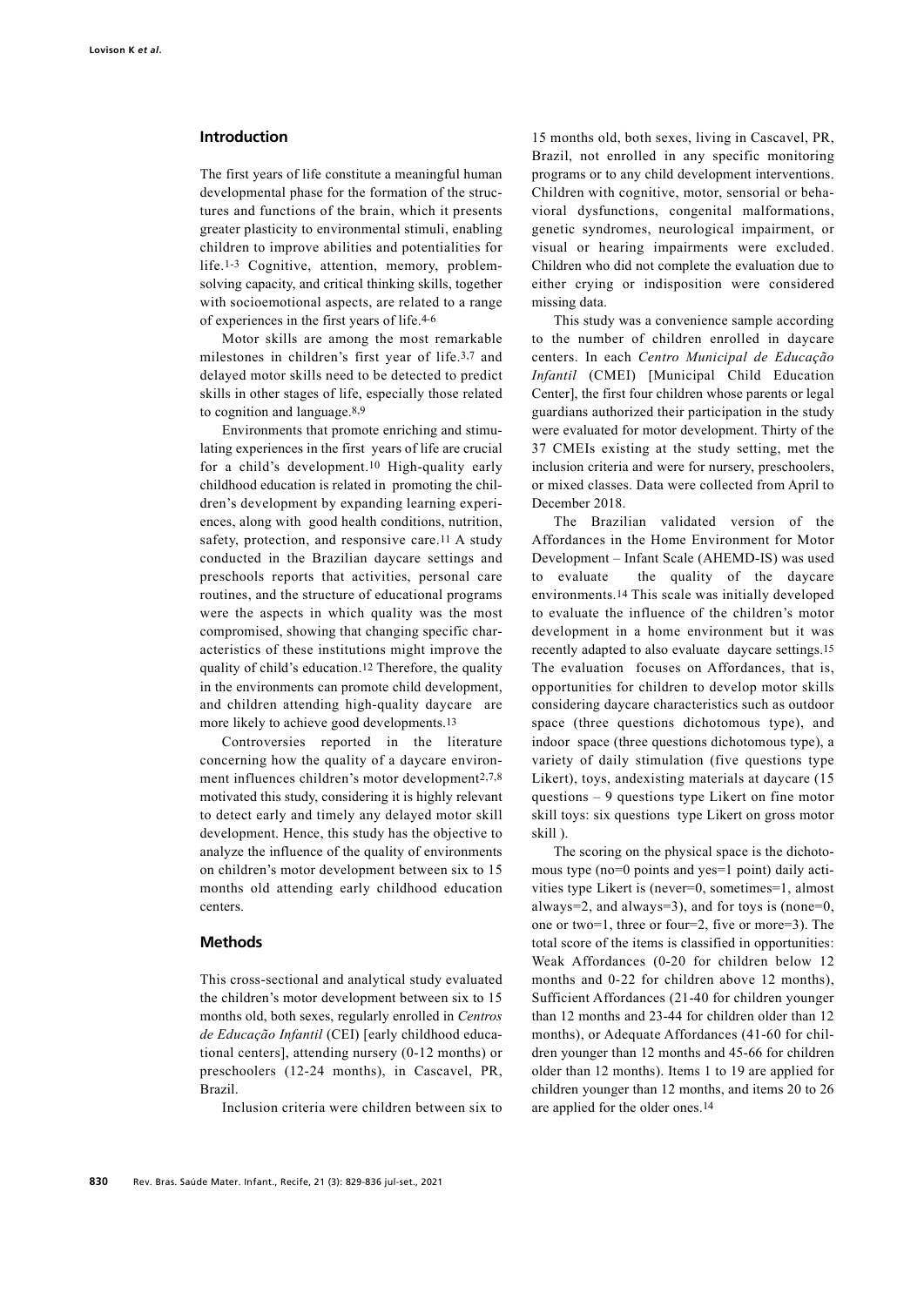## Introduction

The first years of life constitute a meaningful human developmental phase for the formation of the structures and functions of the brain, which it presents greater plasticity to environmental stimuli, enabling children to improve abilities and potentialities for life.[1-3] Cognitive, attention, memory, problem-solving capacity, and critical thinking skills, together with socioemotional aspects, are related to a range of experiences in the first years of life.[4-6]

Motor skills are among the most remarkable milestones in children's first year of life.[3,7] and delayed motor skills need to be detected to predict skills in other stages of life, especially those related to cognition and language.[8,9]

Environments that promote enriching and stimulating experiences in the first years of life are crucial for a child's development.[10] High-quality early childhood education is related in promoting the children's development by expanding learning experiences, along with good health conditions, nutrition, safety, protection, and responsive care.[11] A study conducted in the Brazilian daycare settings and preschools reports that activities, personal care routines, and the structure of educational programs were the aspects in which quality was the most compromised, showing that changing specific characteristics of these institutions might improve the quality of child's education.[12] Therefore, the quality in the environments can promote child development, and children attending high-quality daycare are more likely to achieve good developments.[13]

Controversies reported in the literature concerning how the quality of a daycare environment influences children's motor development[2,7,8] motivated this study, considering it is highly relevant to detect early and timely any delayed motor skill development. Hence, this study has the objective to analyze the influence of the quality of environments on children's motor development between six to 15 months old attending early childhood education centers.

## Methods

This cross-sectional and analytical study evaluated the children's motor development between six to 15 months old, both sexes, regularly enrolled in *Centros de Educação Infantil* (CEI) [early childhood educational centers], attending nursery (0-12 months) or preschoolers (12-24 months), in Cascavel, PR, Brazil.

Inclusion criteria were children between six to 15 months old, both sexes, living in Cascavel, PR, Brazil, not enrolled in any specific monitoring programs or to any child development interventions. Children with cognitive, motor, sensorial or behavioral dysfunctions, congenital malformations, genetic syndromes, neurological impairment, or visual or hearing impairments were excluded. Children who did not complete the evaluation due to either crying or indisposition were considered missing data.

This study was a convenience sample according to the number of children enrolled in daycare centers. In each *Centro Municipal de Educação Infantil* (CMEI) [Municipal Child Education Center], the first four children whose parents or legal guardians authorized their participation in the study were evaluated for motor development. Thirty of the 37 CMEIs existing at the study setting, met the inclusion criteria and were for nursery, preschoolers, or mixed classes. Data were collected from April to December 2018.

The Brazilian validated version of the Affordances in the Home Environment for Motor Development – Infant Scale (AHEMD-IS) was used to evaluate the quality of the daycare environments.[14] This scale was initially developed to evaluate the influence of the children's motor development in a home environment but it was recently adapted to also evaluate daycare settings.[15] The evaluation focuses on Affordances, that is, opportunities for children to develop motor skills considering daycare characteristics such as outdoor space (three questions dichotomous type), and indoor space (three questions dichotomous type), a variety of daily stimulation (five questions type Likert), toys, andexisting materials at daycare (15 questions – 9 questions type Likert on fine motor skill toys: six questions type Likert on gross motor skill ).

The scoring on the physical space is the dichotomous type (no=0 points and yes=1 point) daily activities type Likert is (never=0, sometimes=1, almost always=2, and always=3), and for toys is (none=0, one or two=1, three or four=2, five or more=3). The total score of the items is classified in opportunities: Weak Affordances (0-20 for children below 12 months and 0-22 for children above 12 months), Sufficient Affordances (21-40 for children younger than 12 months and 23-44 for children older than 12 months), or Adequate Affordances (41-60 for children younger than 12 months and 45-66 for children older than 12 months). Items 1 to 19 are applied for children younger than 12 months, and items 20 to 26 are applied for the older ones.[14]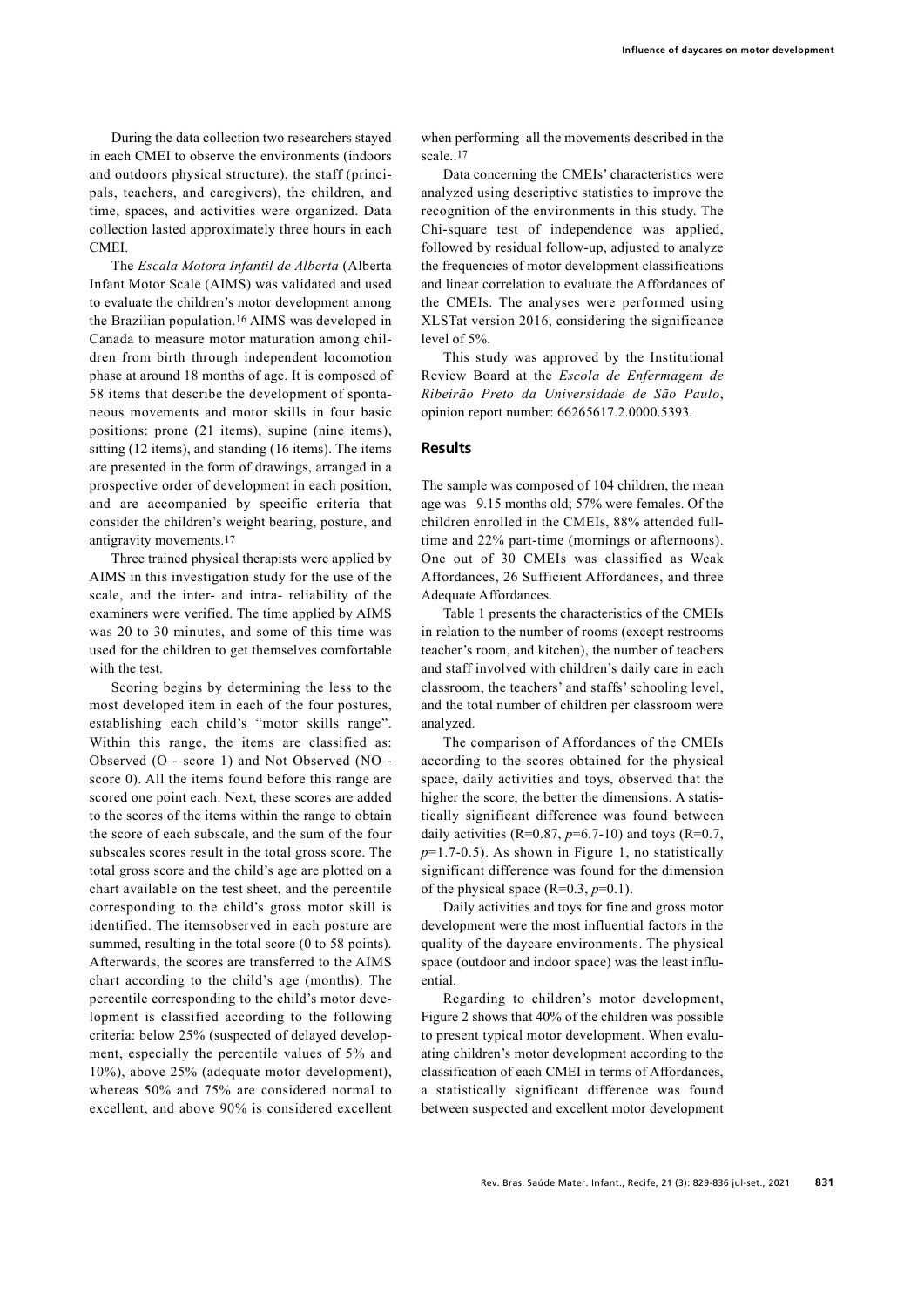During the data collection two researchers stayed in each CMEI to observe the environments (indoors and outdoors physical structure), the staff (principals, teachers, and caregivers), the children, and time, spaces, and activities were organized. Data collection lasted approximately three hours in each CMEI.

The *Escala Motora Infantil de Alberta* (Alberta Infant Motor Scale (AIMS) was validated and used to evaluate the children's motor development among the Brazilian population.[16] AIMS was developed in Canada to measure motor maturation among children from birth through independent locomotion phase at around 18 months of age. It is composed of 58 items that describe the development of spontaneous movements and motor skills in four basic positions: prone (21 items), supine (nine items), sitting (12 items), and standing (16 items). The items are presented in the form of drawings, arranged in a prospective order of development in each position, and are accompanied by specific criteria that consider the children's weight bearing, posture, and antigravity movements.[17]

Three trained physical therapists were applied by AIMS in this investigation study for the use of the scale, and the inter- and intra- reliability of the examiners were verified. The time applied by AIMS was 20 to 30 minutes, and some of this time was used for the children to get themselves comfortable with the test.

Scoring begins by determining the less to the most developed item in each of the four postures, establishing each child's "motor skills range". Within this range, the items are classified as: Observed (O - score 1) and Not Observed (NO - score 0). All the items found before this range are scored one point each. Next, these scores are added to the scores of the items within the range to obtain the score of each subscale, and the sum of the four subscales scores result in the total gross score. The total gross score and the child's age are plotted on a chart available on the test sheet, and the percentile corresponding to the child's gross motor skill is identified. The itemsobserved in each posture are summed, resulting in the total score (0 to 58 points). Afterwards, the scores are transferred to the AIMS chart according to the child's age (months). The percentile corresponding to the child's motor development is classified according to the following criteria: below 25% (suspected of delayed development, especially the percentile values of 5% and 10%), above 25% (adequate motor development), whereas 50% and 75% are considered normal to excellent, and above 90% is considered excellent when performing all the movements described in the scale..[17]

Data concerning the CMEIs' characteristics were analyzed using descriptive statistics to improve the recognition of the environments in this study. The Chi-square test of independence was applied, followed by residual follow-up, adjusted to analyze the frequencies of motor development classifications and linear correlation to evaluate the Affordances of the CMEIs. The analyses were performed using XLSTat version 2016, considering the significance level of 5%.

This study was approved by the Institutional Review Board at the *Escola de Enfermagem de Ribeirão Preto da Universidade de São Paulo*, opinion report number: 66265617.2.0000.5393.

## Results

The sample was composed of 104 children, the mean age was 9.15 months old; 57% were females. Of the children enrolled in the CMEIs, 88% attended full-time and 22% part-time (mornings or afternoons). One out of 30 CMEIs was classified as Weak Affordances, 26 Sufficient Affordances, and three Adequate Affordances.

Table 1 presents the characteristics of the CMEIs in relation to the number of rooms (except restrooms teacher's room, and kitchen), the number of teachers and staff involved with children's daily care in each classroom, the teachers' and staffs' schooling level, and the total number of children per classroom were analyzed.

The comparison of Affordances of the CMEIs according to the scores obtained for the physical space, daily activities and toys, observed that the higher the score, the better the dimensions. A statistically significant difference was found between daily activities ($R=0.87$, $p=6.7\text{-}10$) and toys ($R=0.7$, $p=1.7\text{-}0.5$). As shown in Figure 1, no statistically significant difference was found for the dimension of the physical space ($R=0.3$, $p=0.1$).

Daily activities and toys for fine and gross motor development were the most influential factors in the quality of the daycare environments. The physical space (outdoor and indoor space) was the least influential.

Regarding to children's motor development, Figure 2 shows that 40% of the children was possible to present typical motor development. When evaluating children's motor development according to the classification of each CMEI in terms of Affordances, a statistically significant difference was found between suspected and excellent motor development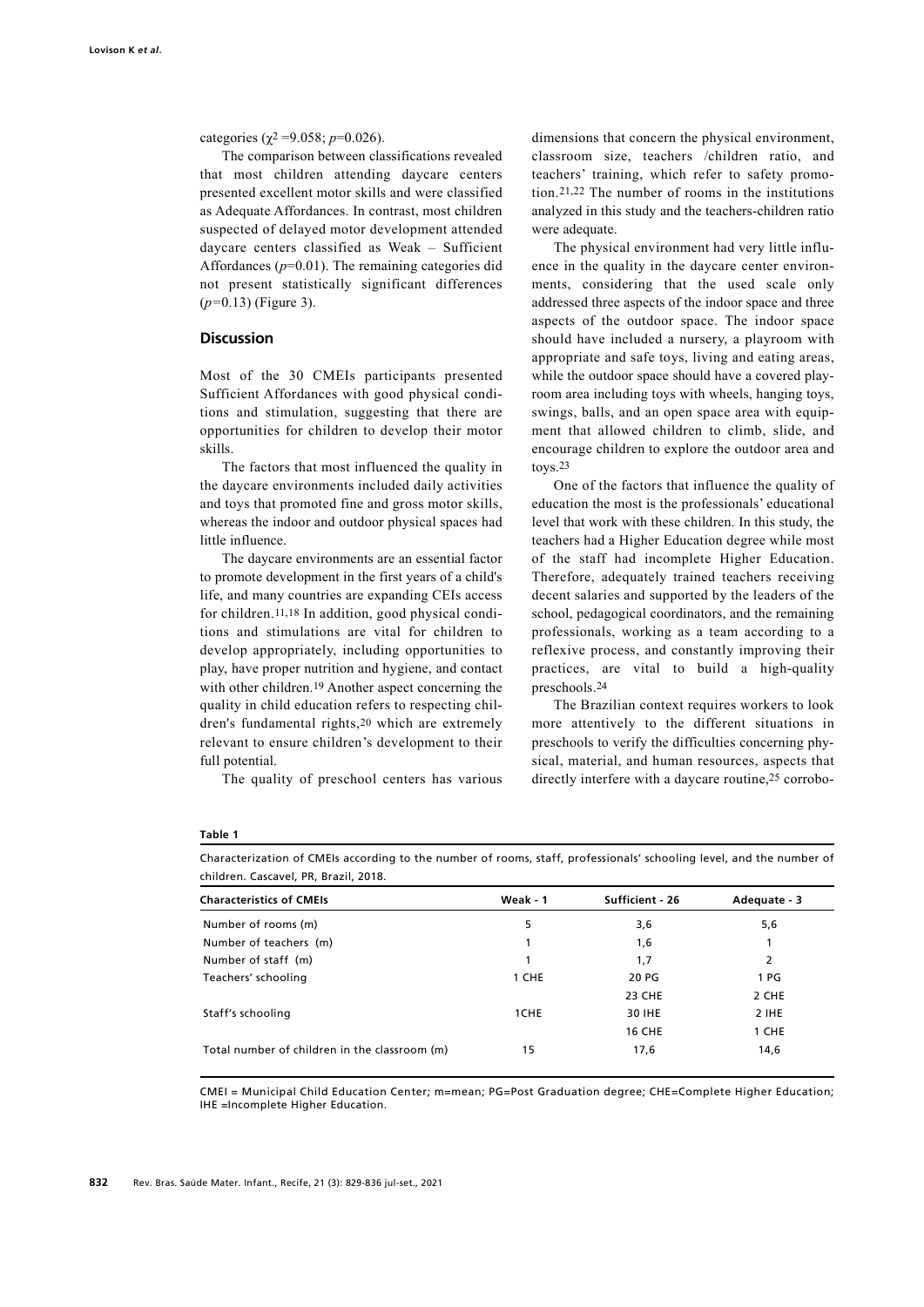categories ($\chi^2$ =9.058; $p$=0.026).

The comparison between classifications revealed that most children attending daycare centers presented excellent motor skills and were classified as Adequate Affordances. In contrast, most children suspected of delayed motor development attended daycare centers classified as Weak – Sufficient Affordances ($p$=0.01). The remaining categories did not present statistically significant differences ($p$=0.13) (Figure 3).

## Discussion

Most of the 30 CMEIs participants presented Sufficient Affordances with good physical conditions and stimulation, suggesting that there are opportunities for children to develop their motor skills.

The factors that most influenced the quality in the daycare environments included daily activities and toys that promoted fine and gross motor skills, whereas the indoor and outdoor physical spaces had little influence.

The daycare environments are an essential factor to promote development in the first years of a child's life, and many countries are expanding CEIs access for children.[11,18] In addition, good physical conditions and stimulations are vital for children to develop appropriately, including opportunities to play, have proper nutrition and hygiene, and contact with other children.[19] Another aspect concerning the quality in child education refers to respecting children's fundamental rights,[20] which are extremely relevant to ensure children's development to their full potential.

The quality of preschool centers has various dimensions that concern the physical environment, classroom size, teachers /children ratio, and teachers' training, which refer to safety promotion.[21,22] The number of rooms in the institutions analyzed in this study and the teachers-children ratio were adequate.

The physical environment had very little influence in the quality in the daycare center environments, considering that the used scale only addressed three aspects of the indoor space and three aspects of the outdoor space. The indoor space should have included a nursery, a playroom with appropriate and safe toys, living and eating areas, while the outdoor space should have a covered playroom area including toys with wheels, hanging toys, swings, balls, and an open space area with equipment that allowed children to climb, slide, and encourage children to explore the outdoor area and toys.[23]

One of the factors that influence the quality of education the most is the professionals' educational level that work with these children. In this study, the teachers had a Higher Education degree while most of the staff had incomplete Higher Education. Therefore, adequately trained teachers receiving decent salaries and supported by the leaders of the school, pedagogical coordinators, and the remaining professionals, working as a team according to a reflexive process, and constantly improving their practices, are vital to build a high-quality preschools.[24]

The Brazilian context requires workers to look more attentively to the different situations in preschools to verify the difficulties concerning physical, material, and human resources, aspects that directly interfere with a daycare routine,[25] corrobo-

**Table 1**

Characterization of CMEIs according to the number of rooms, staff, professionals' schooling level, and the number of children. Cascavel, PR, Brazil, 2018.

| Characteristics of CMEIs | Weak - 1 | Sufficient - 26 | Adequate - 3 |
|---|---|---|---|
| Number of rooms (m) | 5 | 3,6 | 5,6 |
| Number of teachers (m) | 1 | 1,6 | 1 |
| Number of staff (m) | 1 | 1,7 | 2 |
| Teachers' schooling | 1 CHE | 20 PG | 1 PG |
| | | 23 CHE | 2 CHE |
| Staff's schooling | 1CHE | 30 IHE | 2 IHE |
| | | 16 CHE | 1 CHE |
| Total number of children in the classroom (m) | 15 | 17,6 | 14,6 |

CMEI = Municipal Child Education Center; m=mean; PG=Post Graduation degree; CHE=Complete Higher Education; IHE =Incomplete Higher Education.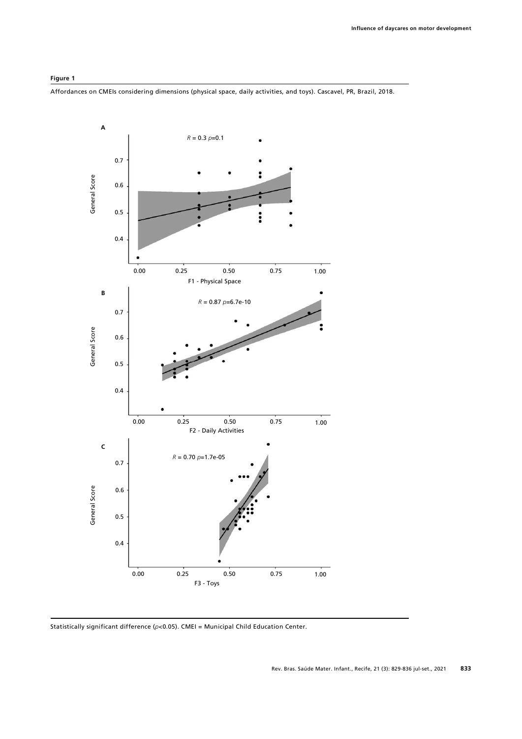**Figure 1**

Affordances on CMEIs considering dimensions (physical space, daily activities, and toys). Cascavel, PR, Brazil, 2018.

Statistically significant difference ($p$<0.05). CMEI = Municipal Child Education Center.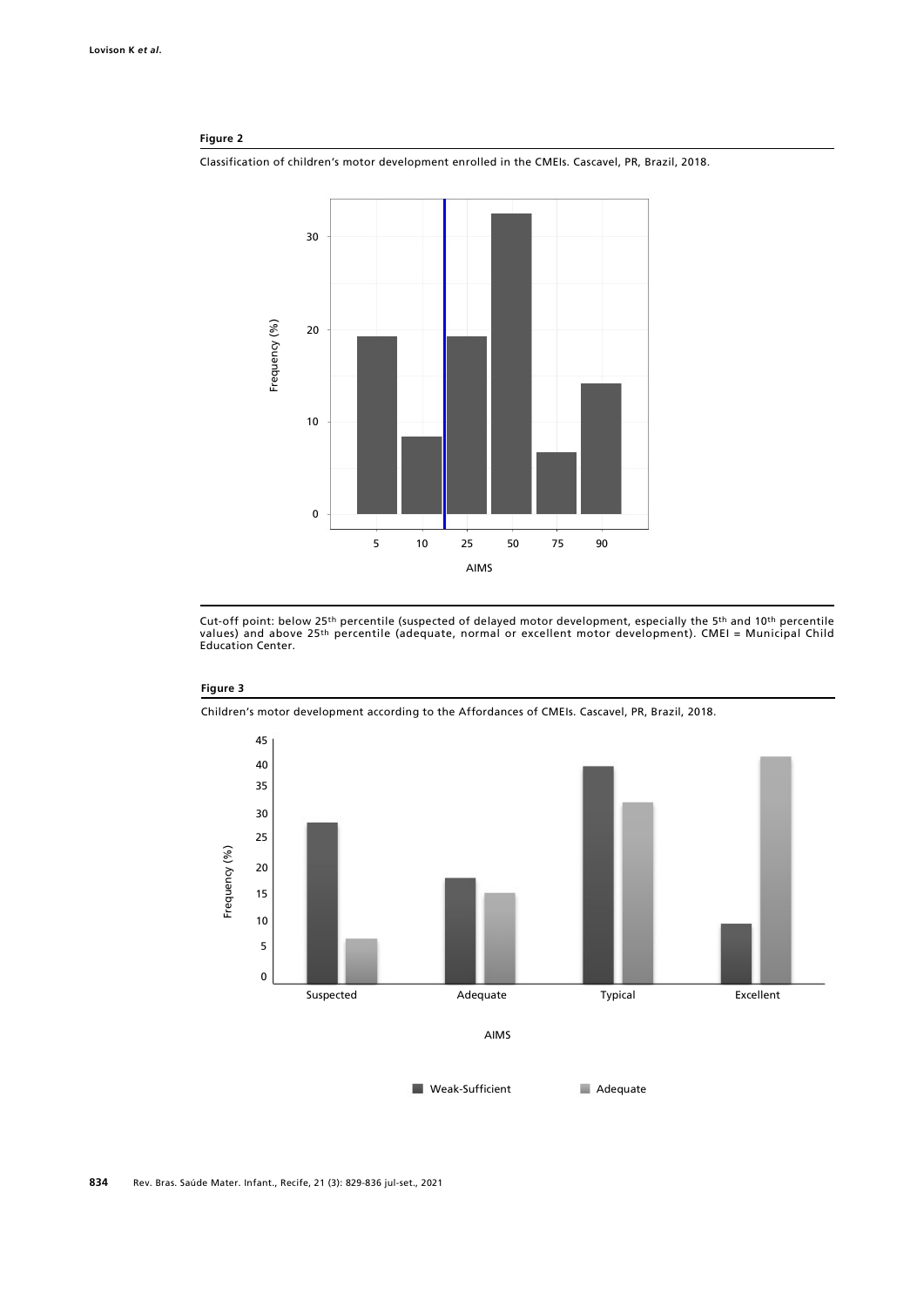**Figure 2**

Classification of children's motor development enrolled in the CMEIs. Cascavel, PR, Brazil, 2018.

Cut-off point: below 25th percentile (suspected of delayed motor development, especially the 5th and 10th percentile values) and above 25th percentile (adequate, normal or excellent motor development). CMEI = Municipal Child Education Center.

**Figure 3**

Children's motor development according to the Affordances of CMEIs. Cascavel, PR, Brazil, 2018.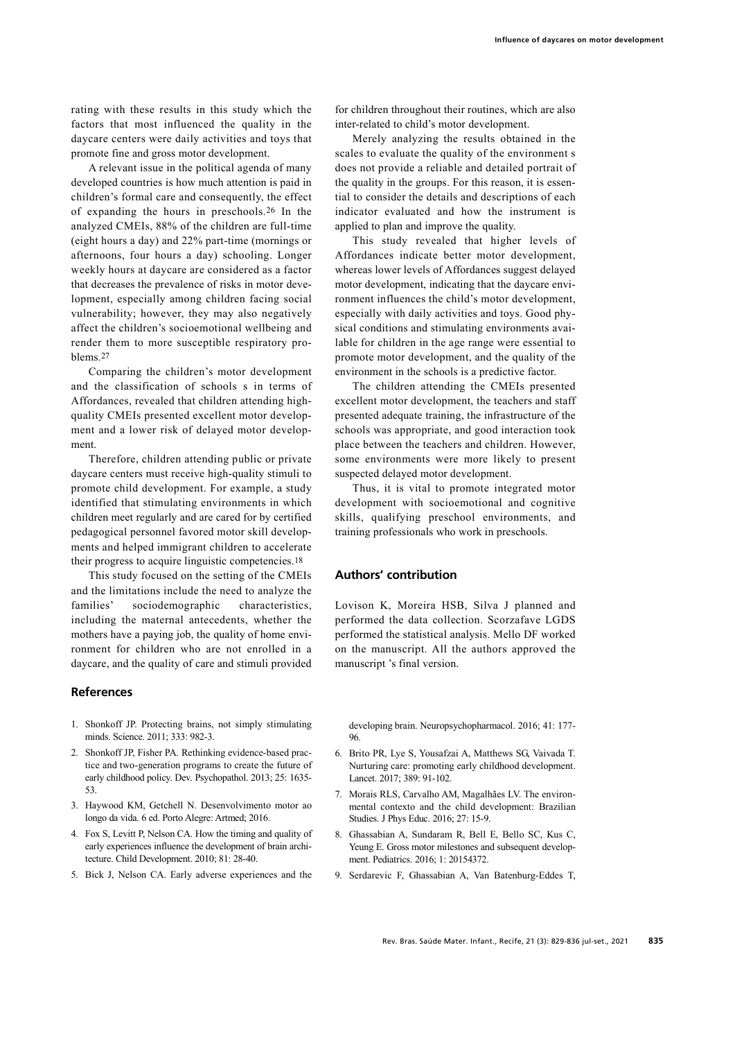rating with these results in this study which the factors that most influenced the quality in the daycare centers were daily activities and toys that promote fine and gross motor development.

A relevant issue in the political agenda of many developed countries is how much attention is paid in children's formal care and consequently, the effect of expanding the hours in preschools.[26] In the analyzed CMEIs, 88% of the children are full-time (eight hours a day) and 22% part-time (mornings or afternoons, four hours a day) schooling. Longer weekly hours at daycare are considered as a factor that decreases the prevalence of risks in motor development, especially among children facing social vulnerability; however, they may also negatively affect the children's socioemotional wellbeing and render them to more susceptible respiratory problems.[27]

Comparing the children's motor development and the classification of schools s in terms of Affordances, revealed that children attending high-quality CMEIs presented excellent motor development and a lower risk of delayed motor development.

Therefore, children attending public or private daycare centers must receive high-quality stimuli to promote child development. For example, a study identified that stimulating environments in which children meet regularly and are cared for by certified pedagogical personnel favored motor skill developments and helped immigrant children to accelerate their progress to acquire linguistic competencies.[18]

This study focused on the setting of the CMEIs and the limitations include the need to analyze the families' sociodemographic characteristics, including the maternal antecedents, whether the mothers have a paying job, the quality of home environment for children who are not enrolled in a daycare, and the quality of care and stimuli provided for children throughout their routines, which are also inter-related to child's motor development.

Merely analyzing the results obtained in the scales to evaluate the quality of the environment s does not provide a reliable and detailed portrait of the quality in the groups. For this reason, it is essential to consider the details and descriptions of each indicator evaluated and how the instrument is applied to plan and improve the quality.

This study revealed that higher levels of Affordances indicate better motor development, whereas lower levels of Affordances suggest delayed motor development, indicating that the daycare environment influences the child's motor development, especially with daily activities and toys. Good physical conditions and stimulating environments available for children in the age range were essential to promote motor development, and the quality of the environment in the schools is a predictive factor.

The children attending the CMEIs presented excellent motor development, the teachers and staff presented adequate training, the infrastructure of the schools was appropriate, and good interaction took place between the teachers and children. However, some environments were more likely to present suspected delayed motor development.

Thus, it is vital to promote integrated motor development with socioemotional and cognitive skills, qualifying preschool environments, and training professionals who work in preschools.

## Authors' contribution

Lovison K, Moreira HSB, Silva J planned and performed the data collection. Scorzafave LGDS performed the statistical analysis. Mello DF worked on the manuscript. All the authors approved the manuscript 's final version.

## References

1. Shonkoff JP. Protecting brains, not simply stimulating minds. Science. 2011; 333: 982-3.
2. Shonkoff JP, Fisher PA. Rethinking evidence-based practice and two-generation programs to create the future of early childhood policy. Dev. Psychopathol. 2013; 25: 1635-53.
3. Haywood KM, Getchell N. Desenvolvimento motor ao longo da vida. 6 ed. Porto Alegre: Artmed; 2016.
4. Fox S, Levitt P, Nelson CA. How the timing and quality of early experiences influence the development of brain architecture. Child Development. 2010; 81: 28-40.
5. Bick J, Nelson CA. Early adverse experiences and the developing brain. Neuropsychopharmacol. 2016; 41: 177-96.
6. Brito PR, Lye S, Yousafzai A, Matthews SG, Vaivada T. Nurturing care: promoting early childhood development. Lancet. 2017; 389: 91-102.
7. Morais RLS, Carvalho AM, Magalhães LV. The environmental contexto and the child development: Brazilian Studies. J Phys Educ. 2016; 27: 15-9.
8. Ghassabian A, Sundaram R, Bell E, Bello SC, Kus C, Yeung E. Gross motor milestones and subsequent development. Pediatrics. 2016; 1: 20154372.
9. Serdarevic F, Ghassabian A, Van Batenburg-Eddes T,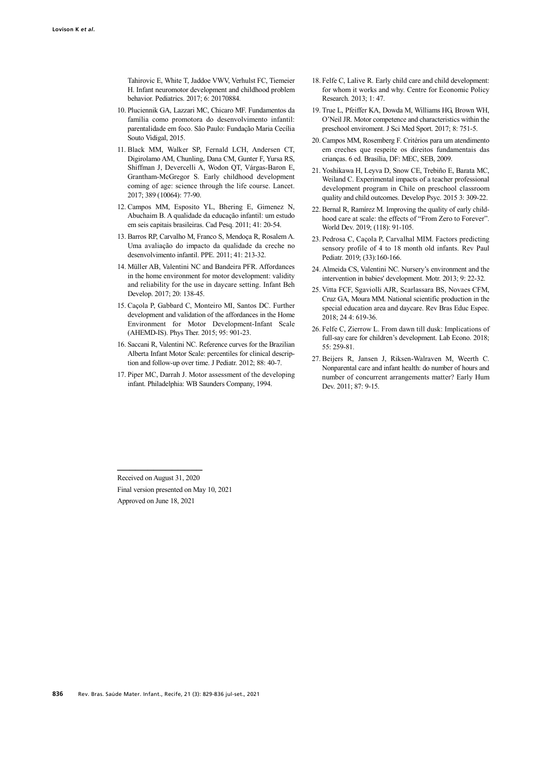Tahirovic E, White T, Jaddoe VWV, Verhulst FC, Tiemeier H. Infant neuromotor development and childhood problem behavior. Pediatrics. 2017; 6: 20170884.

10. Pluciennik GA, Lazzari MC, Chicaro MF. Fundamentos da família como promotora do desenvolvimento infantil: parentalidade em foco. São Paulo: Fundação Maria Cecília Souto Vidigal, 2015.
11. Black MM, Walker SP, Fernald LCH, Andersen CT, Digirolamo AM, Chunling, Dana CM, Gunter F, Yursa RS, Shiffman J, Devercelli A, Wodon QT, Várgas-Baron E, Grantham-McGregor S. Early childhood development coming of age: science through the life course. Lancet. 2017; 389 (10064): 77-90.
12. Campos MM, Esposito YL, Bhering E, Gimenez N, Abuchaim B. A qualidade da educação infantil: um estudo em seis capitais brasileiras. Cad Pesq. 2011; 41: 20-54.
13. Barros RP, Carvalho M, Franco S, Mendoça R, Rosalem A. Uma avaliação do impacto da qualidade da creche no desenvolvimento infantil. PPE. 2011; 41: 213-32.
14. Müller AB, Valentini NC and Bandeira PFR. Affordances in the home environment for motor development: validity and reliability for the use in daycare setting. Infant Beh Develop. 2017; 20: 138-45.
15. Caçola P, Gabbard C, Monteiro MI, Santos DC. Further development and validation of the affordances in the Home Environment for Motor Development-Infant Scale (AHEMD-IS). Phys Ther. 2015; 95: 901-23.
16. Saccani R, Valentini NC. Reference curves for the Brazilian Alberta Infant Motor Scale: percentiles for clinical description and follow-up over time. J Pediatr. 2012; 88: 40-7.
17. Piper MC, Darrah J. Motor assessment of the developing infant. Philadelphia: WB Saunders Company, 1994.
18. Felfe C, Lalive R. Early child care and child development: for whom it works and why. Centre for Economic Policy Research. 2013; 1: 47.
19. True L, Pfeiffer KA, Dowda M, Williams HG, Brown WH, O'Neil JR. Motor competence and characteristics within the preschool enviroment. J Sci Med Sport. 2017; 8: 751-5.
20. Campos MM, Rosemberg F. Critérios para um atendimento em creches que respeite os direitos fundamentais das crianças. 6 ed. Brasília, DF: MEC, SEB, 2009.
21. Yoshikawa H, Leyva D, Snow CE, Trebiño E, Barata MC, Weiland C. Experimental impacts of a teacher professional development program in Chile on preschool classroom quality and child outcomes. Develop Psyc. 2015 3: 309-22.
22. Bernal R, Ramírez M. Improving the quality of early childhood care at scale: the effects of "From Zero to Forever". World Dev. 2019; (118): 91-105.
23. Pedrosa C, Caçola P, Carvalhal MIM. Factors predicting sensory profile of 4 to 18 month old infants. Rev Paul Pediatr. 2019; (33):160-166.
24. Almeida CS, Valentini NC. Nursery's environment and the intervention in babies' development. Motr. 2013; 9: 22-32.
25. Vitta FCF, Sgaviolli AJR, Scarlassara BS, Novaes CFM, Cruz GA, Moura MM. National scientific production in the special education area and daycare. Rev Bras Educ Espec. 2018; 24 4: 619-36.
26. Felfe C, Zierrow L. From dawn till dusk: Implications of full-say care for children's development. Lab Econo. 2018; 55: 259-81.
27. Beijers R, Jansen J, Riksen-Walraven M, Weerth C. Nonparental care and infant health: do number of hours and number of concurrent arrangements matter? Early Hum Dev. 2011; 87: 9-15.

---

Received on August 31, 2020

Final version presented on May 10, 2021

Approved on June 18, 2021